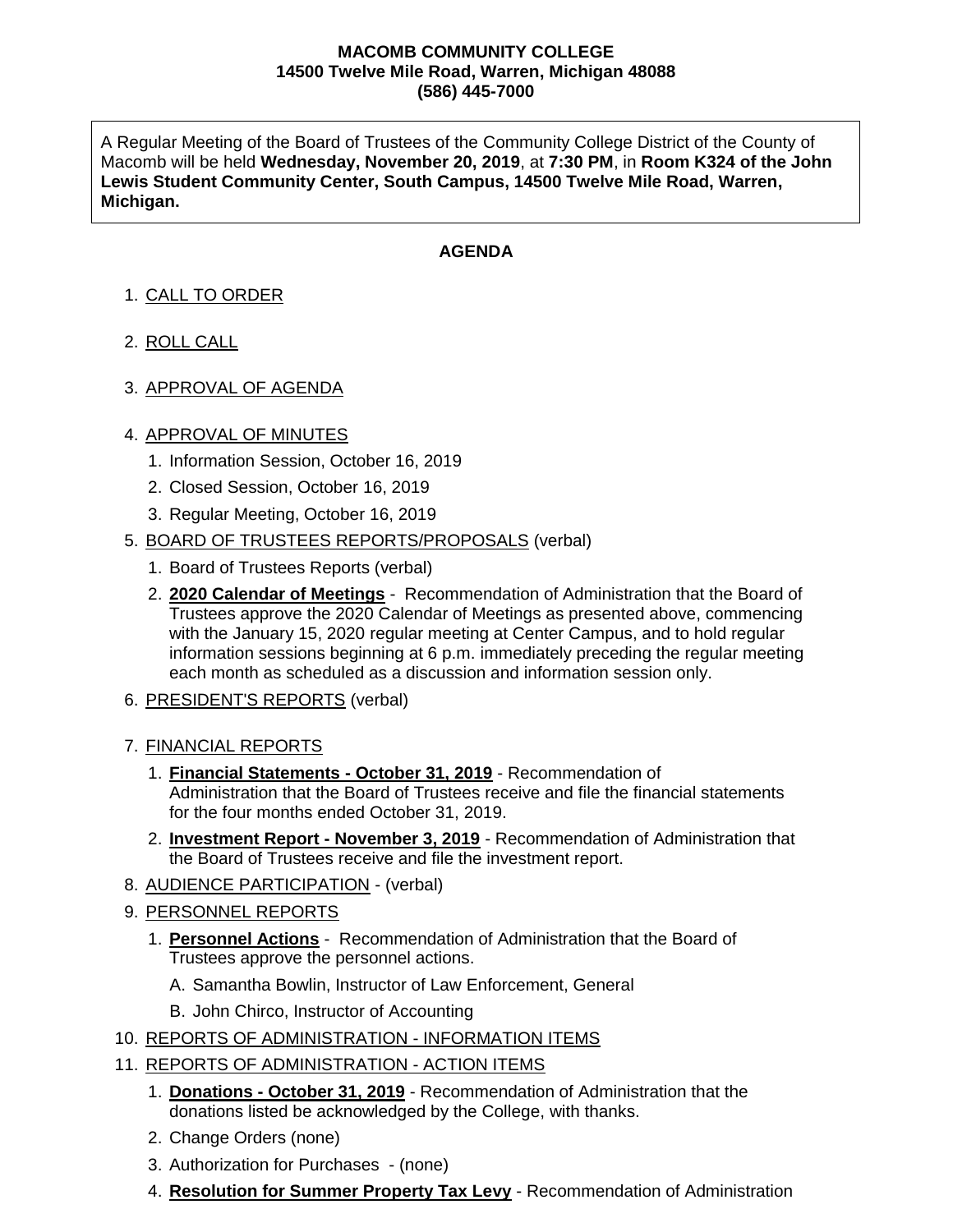**MACOMB COMMUNITY COLLEGE**
**14500 Twelve Mile Road, Warren, Michigan 48088**
**(586) 445-7000**

A Regular Meeting of the Board of Trustees of the Community College District of the County of Macomb will be held **Wednesday, November 20, 2019**, at **7:30 PM**, in **Room K324 of the John Lewis Student Community Center, South Campus, 14500 Twelve Mile Road, Warren, Michigan.**

## AGENDA

1. CALL TO ORDER
2. ROLL CALL
3. APPROVAL OF AGENDA
4. APPROVAL OF MINUTES
   1. Information Session, October 16, 2019
   2. Closed Session, October 16, 2019
   3. Regular Meeting, October 16, 2019
5. BOARD OF TRUSTEES REPORTS/PROPOSALS (verbal)
   1. Board of Trustees Reports (verbal)
   2. **2020 Calendar of Meetings** - Recommendation of Administration that the Board of Trustees approve the 2020 Calendar of Meetings as presented above, commencing with the January 15, 2020 regular meeting at Center Campus, and to hold regular information sessions beginning at 6 p.m. immediately preceding the regular meeting each month as scheduled as a discussion and information session only.
6. PRESIDENT'S REPORTS (verbal)
7. FINANCIAL REPORTS
   1. **Financial Statements - October 31, 2019** - Recommendation of Administration that the Board of Trustees receive and file the financial statements for the four months ended October 31, 2019.
   2. **Investment Report - November 3, 2019** - Recommendation of Administration that the Board of Trustees receive and file the investment report.
8. AUDIENCE PARTICIPATION - (verbal)
9. PERSONNEL REPORTS
   1. **Personnel Actions** - Recommendation of Administration that the Board of Trustees approve the personnel actions.
      - A. Samantha Bowlin, Instructor of Law Enforcement, General
      - B. John Chirco, Instructor of Accounting
10. REPORTS OF ADMINISTRATION - INFORMATION ITEMS
11. REPORTS OF ADMINISTRATION - ACTION ITEMS
    1. **Donations - October 31, 2019** - Recommendation of Administration that the donations listed be acknowledged by the College, with thanks.
    2. Change Orders (none)
    3. Authorization for Purchases - (none)
    4. **Resolution for Summer Property Tax Levy** - Recommendation of Administration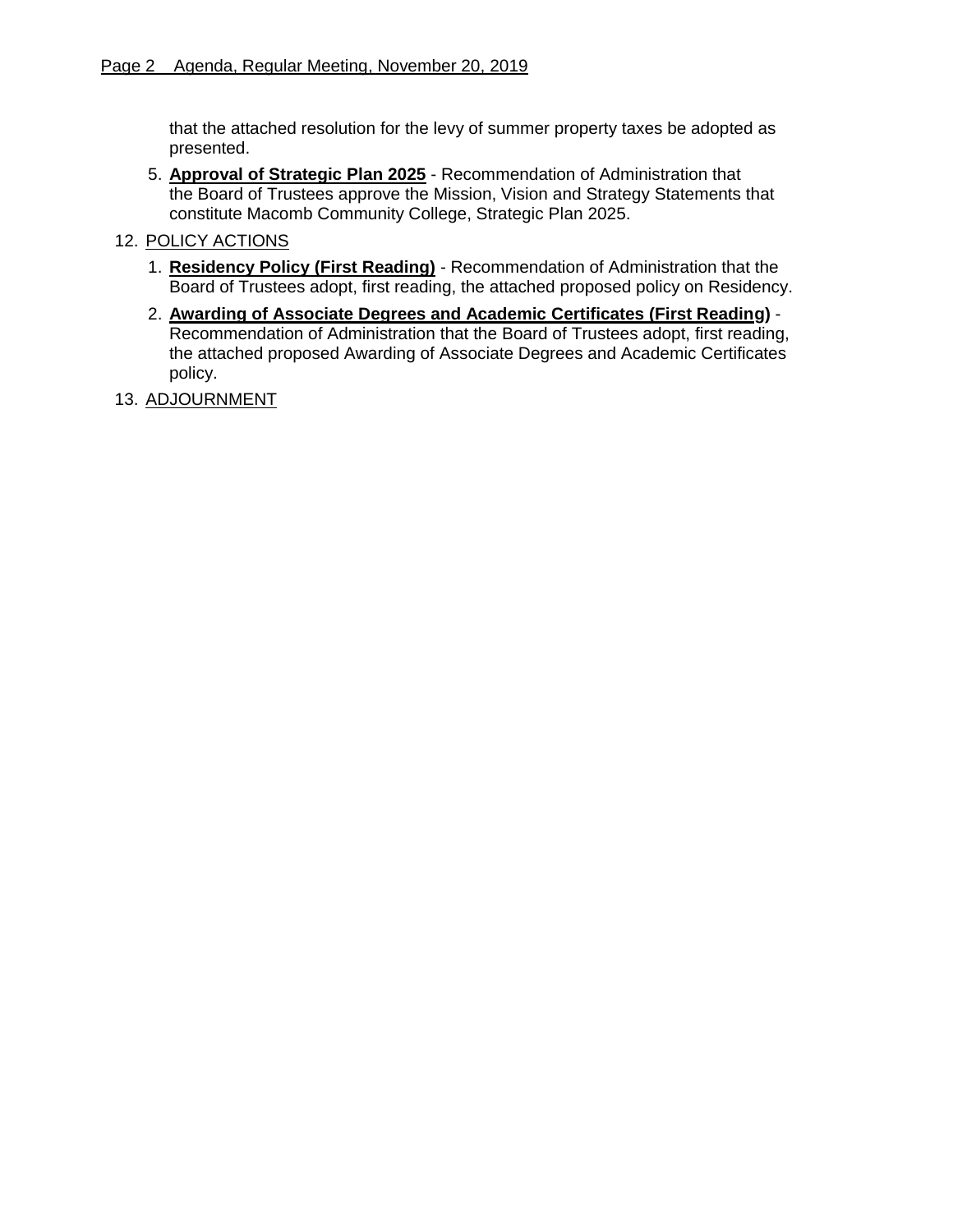that the attached resolution for the levy of summer property taxes be adopted as presented.

5. **Approval of Strategic Plan 2025** - Recommendation of Administration that the Board of Trustees approve the Mission, Vision and Strategy Statements that constitute Macomb Community College, Strategic Plan 2025.

12. POLICY ACTIONS

    1. **Residency Policy (First Reading)** - Recommendation of Administration that the Board of Trustees adopt, first reading, the attached proposed policy on Residency.
    2. **Awarding of Associate Degrees and Academic Certificates (First Reading)** - Recommendation of Administration that the Board of Trustees adopt, first reading, the attached proposed Awarding of Associate Degrees and Academic Certificates policy.

13. ADJOURNMENT